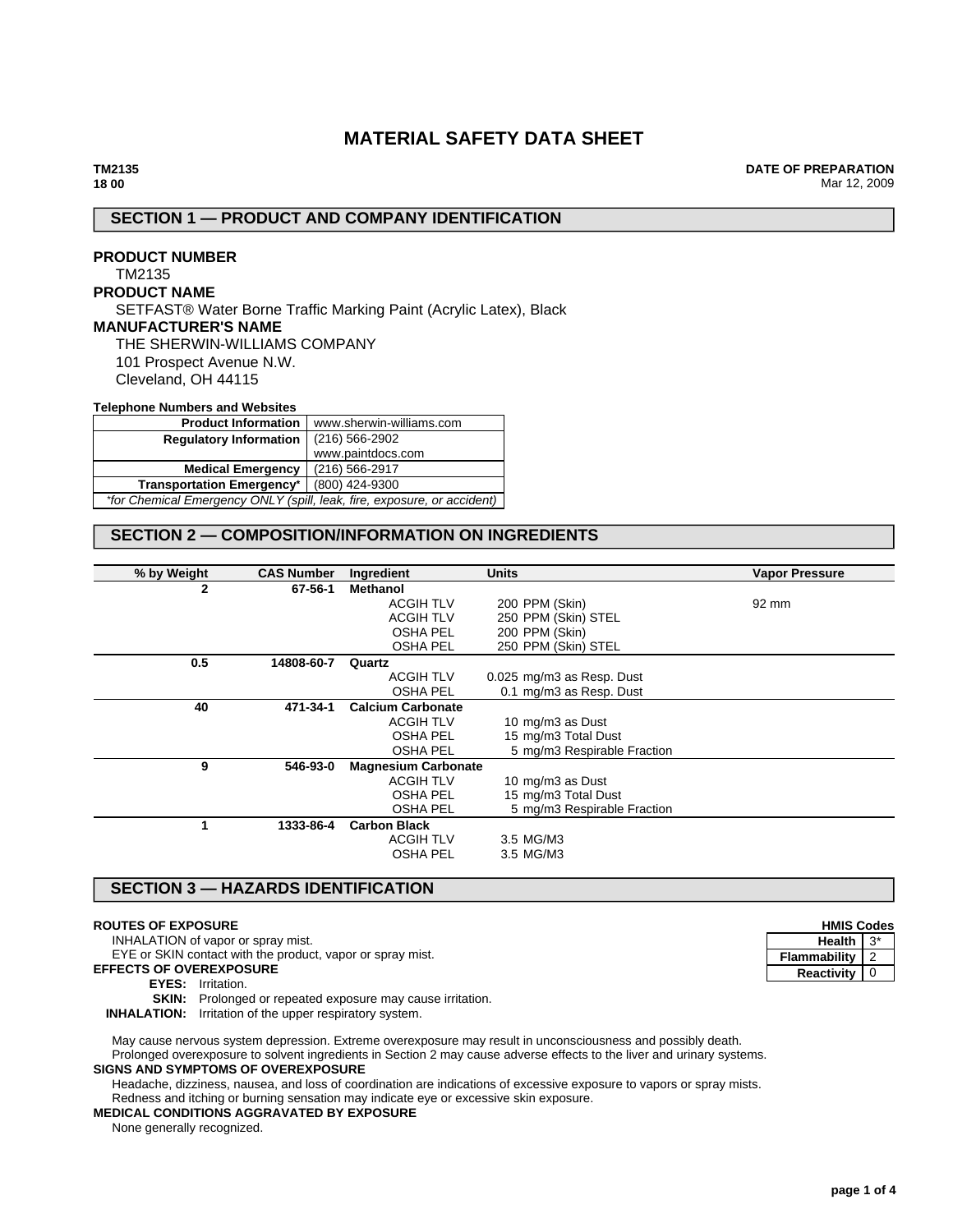# MATERIAL SAFETY DATA SHEET

**TM2135**
**18 00**

**DATE OF PREPARATION**
Mar 12, 2009

## SECTION 1 — PRODUCT AND COMPANY IDENTIFICATION

**PRODUCT NUMBER**
TM2135

**PRODUCT NAME**
SETFAST® Water Borne Traffic Marking Paint (Acrylic Latex), Black

**MANUFACTURER'S NAME**
THE SHERWIN-WILLIAMS COMPANY
101 Prospect Avenue N.W.
Cleveland, OH 44115

**Telephone Numbers and Websites**

| | |
|---|---|
| **Product Information** | www.sherwin-williams.com |
| **Regulatory Information** | (216) 566-2902<br>www.paintdocs.com |
| **Medical Emergency** | (216) 566-2917 |
| **Transportation Emergency*** | (800) 424-9300 |

*\*for Chemical Emergency ONLY (spill, leak, fire, exposure, or accident)*

## SECTION 2 — COMPOSITION/INFORMATION ON INGREDIENTS

| % by Weight | CAS Number | Ingredient | Units | Vapor Pressure |
|---|---|---|---|---|
| **2** | **67-56-1** | **Methanol** | | |
| | | ACGIH TLV | 200 PPM (Skin) | 92 mm |
| | | ACGIH TLV | 250 PPM (Skin) STEL | |
| | | OSHA PEL | 200 PPM (Skin) | |
| | | OSHA PEL | 250 PPM (Skin) STEL | |
| **0.5** | **14808-60-7** | **Quartz** | | |
| | | ACGIH TLV | 0.025 mg/m3 as Resp. Dust | |
| | | OSHA PEL | 0.1 mg/m3 as Resp. Dust | |
| **40** | **471-34-1** | **Calcium Carbonate** | | |
| | | ACGIH TLV | 10 mg/m3 as Dust | |
| | | OSHA PEL | 15 mg/m3 Total Dust | |
| | | OSHA PEL | 5 mg/m3 Respirable Fraction | |
| **9** | **546-93-0** | **Magnesium Carbonate** | | |
| | | ACGIH TLV | 10 mg/m3 as Dust | |
| | | OSHA PEL | 15 mg/m3 Total Dust | |
| | | OSHA PEL | 5 mg/m3 Respirable Fraction | |
| **1** | **1333-86-4** | **Carbon Black** | | |
| | | ACGIH TLV | 3.5 MG/M3 | |
| | | OSHA PEL | 3.5 MG/M3 | |

## SECTION 3 — HAZARDS IDENTIFICATION

| HMIS Codes | |
|---|---|
| **Health** | 3* |
| **Flammability** | 2 |
| **Reactivity** | 0 |

**ROUTES OF EXPOSURE**
INHALATION of vapor or spray mist.
EYE or SKIN contact with the product, vapor or spray mist.

**EFFECTS OF OVEREXPOSURE**
**EYES:** Irritation.
**SKIN:** Prolonged or repeated exposure may cause irritation.
**INHALATION:** Irritation of the upper respiratory system.

May cause nervous system depression. Extreme overexposure may result in unconsciousness and possibly death.
Prolonged overexposure to solvent ingredients in Section 2 may cause adverse effects to the liver and urinary systems.

**SIGNS AND SYMPTOMS OF OVEREXPOSURE**
Headache, dizziness, nausea, and loss of coordination are indications of excessive exposure to vapors or spray mists.
Redness and itching or burning sensation may indicate eye or excessive skin exposure.

**MEDICAL CONDITIONS AGGRAVATED BY EXPOSURE**
None generally recognized.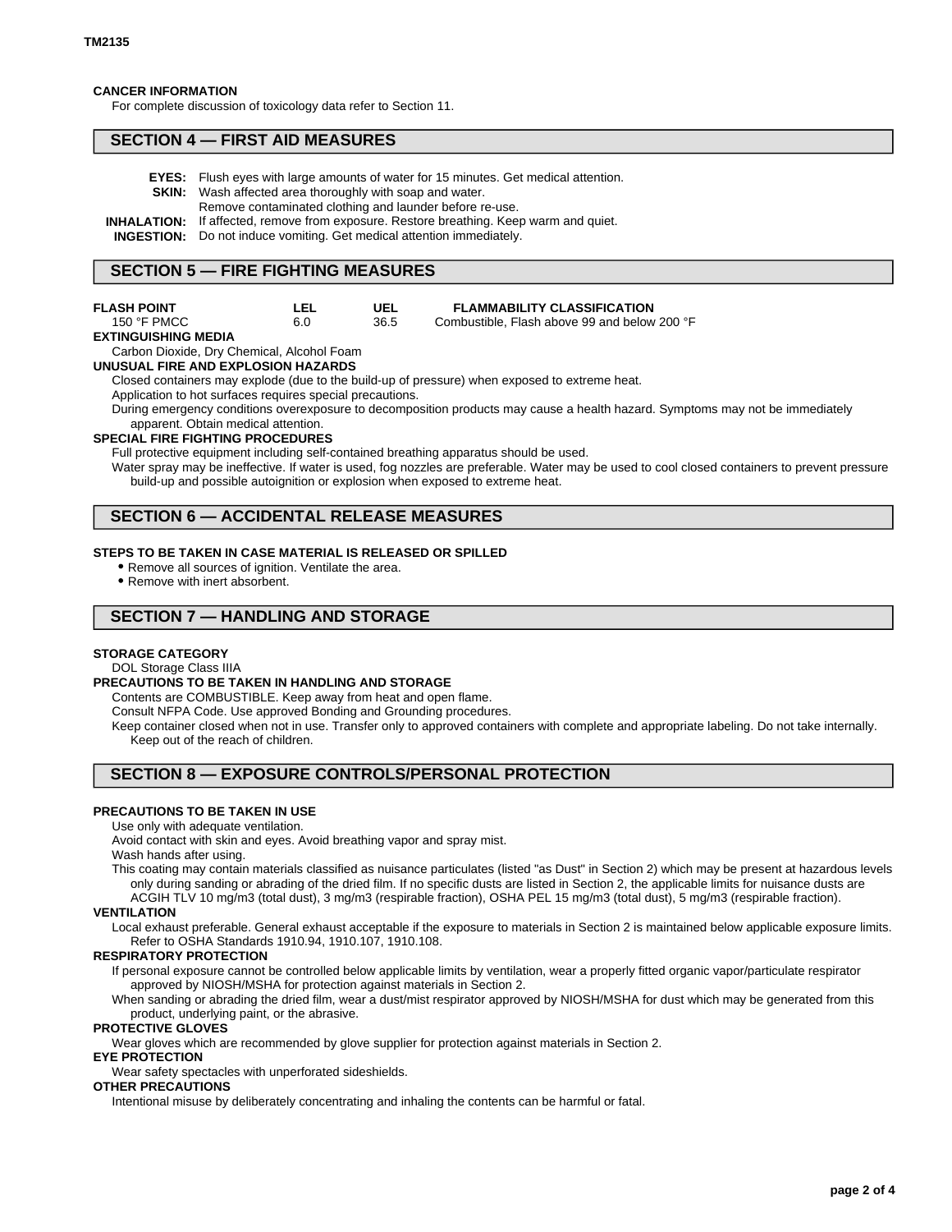**CANCER INFORMATION**

For complete discussion of toxicology data refer to Section 11.

## SECTION 4 — FIRST AID MEASURES

**EYES:** Flush eyes with large amounts of water for 15 minutes. Get medical attention.

**SKIN:** Wash affected area thoroughly with soap and water.
Remove contaminated clothing and launder before re-use.

**INHALATION:** If affected, remove from exposure. Restore breathing. Keep warm and quiet.

**INGESTION:** Do not induce vomiting. Get medical attention immediately.

## SECTION 5 — FIRE FIGHTING MEASURES

| FLASH POINT | LEL | UEL | FLAMMABILITY CLASSIFICATION |
|---|---|---|---|
| 150 °F PMCC | 6.0 | 36.5 | Combustible, Flash above 99 and below 200 °F |

**EXTINGUISHING MEDIA**

Carbon Dioxide, Dry Chemical, Alcohol Foam

**UNUSUAL FIRE AND EXPLOSION HAZARDS**

Closed containers may explode (due to the build-up of pressure) when exposed to extreme heat.

Application to hot surfaces requires special precautions.

During emergency conditions overexposure to decomposition products may cause a health hazard. Symptoms may not be immediately apparent. Obtain medical attention.

**SPECIAL FIRE FIGHTING PROCEDURES**

Full protective equipment including self-contained breathing apparatus should be used.

Water spray may be ineffective. If water is used, fog nozzles are preferable. Water may be used to cool closed containers to prevent pressure build-up and possible autoignition or explosion when exposed to extreme heat.

## SECTION 6 — ACCIDENTAL RELEASE MEASURES

**STEPS TO BE TAKEN IN CASE MATERIAL IS RELEASED OR SPILLED**

- Remove all sources of ignition. Ventilate the area.
- Remove with inert absorbent.

## SECTION 7 — HANDLING AND STORAGE

**STORAGE CATEGORY**

DOL Storage Class IIIA

**PRECAUTIONS TO BE TAKEN IN HANDLING AND STORAGE**

Contents are COMBUSTIBLE. Keep away from heat and open flame.

Consult NFPA Code. Use approved Bonding and Grounding procedures.

Keep container closed when not in use. Transfer only to approved containers with complete and appropriate labeling. Do not take internally. Keep out of the reach of children.

## SECTION 8 — EXPOSURE CONTROLS/PERSONAL PROTECTION

**PRECAUTIONS TO BE TAKEN IN USE**

Use only with adequate ventilation.

Avoid contact with skin and eyes. Avoid breathing vapor and spray mist.

Wash hands after using.

This coating may contain materials classified as nuisance particulates (listed "as Dust" in Section 2) which may be present at hazardous levels only during sanding or abrading of the dried film. If no specific dusts are listed in Section 2, the applicable limits for nuisance dusts are ACGIH TLV 10 mg/m3 (total dust), 3 mg/m3 (respirable fraction), OSHA PEL 15 mg/m3 (total dust), 5 mg/m3 (respirable fraction).

**VENTILATION**

Local exhaust preferable. General exhaust acceptable if the exposure to materials in Section 2 is maintained below applicable exposure limits. Refer to OSHA Standards 1910.94, 1910.107, 1910.108.

**RESPIRATORY PROTECTION**

If personal exposure cannot be controlled below applicable limits by ventilation, wear a properly fitted organic vapor/particulate respirator approved by NIOSH/MSHA for protection against materials in Section 2.

When sanding or abrading the dried film, wear a dust/mist respirator approved by NIOSH/MSHA for dust which may be generated from this product, underlying paint, or the abrasive.

**PROTECTIVE GLOVES**

Wear gloves which are recommended by glove supplier for protection against materials in Section 2.

**EYE PROTECTION**

Wear safety spectacles with unperforated sideshields.

**OTHER PRECAUTIONS**

Intentional misuse by deliberately concentrating and inhaling the contents can be harmful or fatal.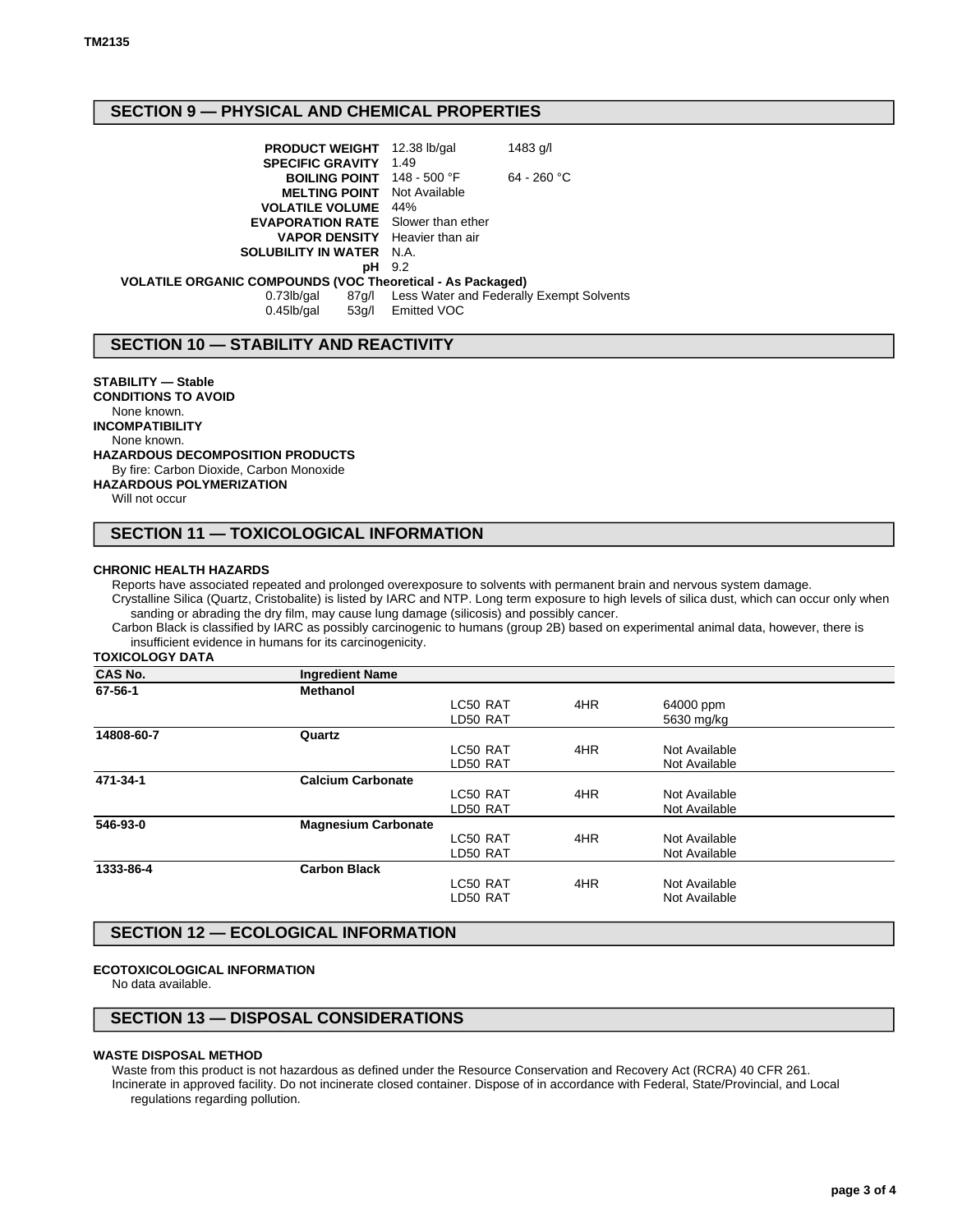## SECTION 9 — PHYSICAL AND CHEMICAL PROPERTIES

| | | |
|---|---|---|
| **PRODUCT WEIGHT** | 12.38 lb/gal | 1483 g/l |
| **SPECIFIC GRAVITY** | 1.49 | |
| **BOILING POINT** | 148 - 500 °F | 64 - 260 °C |
| **MELTING POINT** | Not Available | |
| **VOLATILE VOLUME** | 44% | |
| **EVAPORATION RATE** | Slower than ether | |
| **VAPOR DENSITY** | Heavier than air | |
| **SOLUBILITY IN WATER** | N.A. | |
| **pH** | 9.2 | |

**VOLATILE ORGANIC COMPOUNDS (VOC Theoretical - As Packaged)**

| | | |
|---|---|---|
| 0.73lb/gal | 87g/l | Less Water and Federally Exempt Solvents |
| 0.45lb/gal | 53g/l | Emitted VOC |

## SECTION 10 — STABILITY AND REACTIVITY

**STABILITY — Stable**

**CONDITIONS TO AVOID**
None known.

**INCOMPATIBILITY**
None known.

**HAZARDOUS DECOMPOSITION PRODUCTS**
By fire: Carbon Dioxide, Carbon Monoxide

**HAZARDOUS POLYMERIZATION**
Will not occur

## SECTION 11 — TOXICOLOGICAL INFORMATION

**CHRONIC HEALTH HAZARDS**

Reports have associated repeated and prolonged overexposure to solvents with permanent brain and nervous system damage.

Crystalline Silica (Quartz, Cristobalite) is listed by IARC and NTP. Long term exposure to high levels of silica dust, which can occur only when sanding or abrading the dry film, may cause lung damage (silicosis) and possibly cancer.

Carbon Black is classified by IARC as possibly carcinogenic to humans (group 2B) based on experimental animal data, however, there is insufficient evidence in humans for its carcinogenicity.

**TOXICOLOGY DATA**

| CAS No. | Ingredient Name | | | |
|---|---|---|---|---|
| **67-56-1** | **Methanol** | | | |
| | | LC50 RAT | 4HR | 64000 ppm |
| | | LD50 RAT | | 5630 mg/kg |
| **14808-60-7** | **Quartz** | | | |
| | | LC50 RAT | 4HR | Not Available |
| | | LD50 RAT | | Not Available |
| **471-34-1** | **Calcium Carbonate** | | | |
| | | LC50 RAT | 4HR | Not Available |
| | | LD50 RAT | | Not Available |
| **546-93-0** | **Magnesium Carbonate** | | | |
| | | LC50 RAT | 4HR | Not Available |
| | | LD50 RAT | | Not Available |
| **1333-86-4** | **Carbon Black** | | | |
| | | LC50 RAT | 4HR | Not Available |
| | | LD50 RAT | | Not Available |

## SECTION 12 — ECOLOGICAL INFORMATION

**ECOTOXICOLOGICAL INFORMATION**
No data available.

## SECTION 13 — DISPOSAL CONSIDERATIONS

**WASTE DISPOSAL METHOD**

Waste from this product is not hazardous as defined under the Resource Conservation and Recovery Act (RCRA) 40 CFR 261.

Incinerate in approved facility. Do not incinerate closed container. Dispose of in accordance with Federal, State/Provincial, and Local regulations regarding pollution.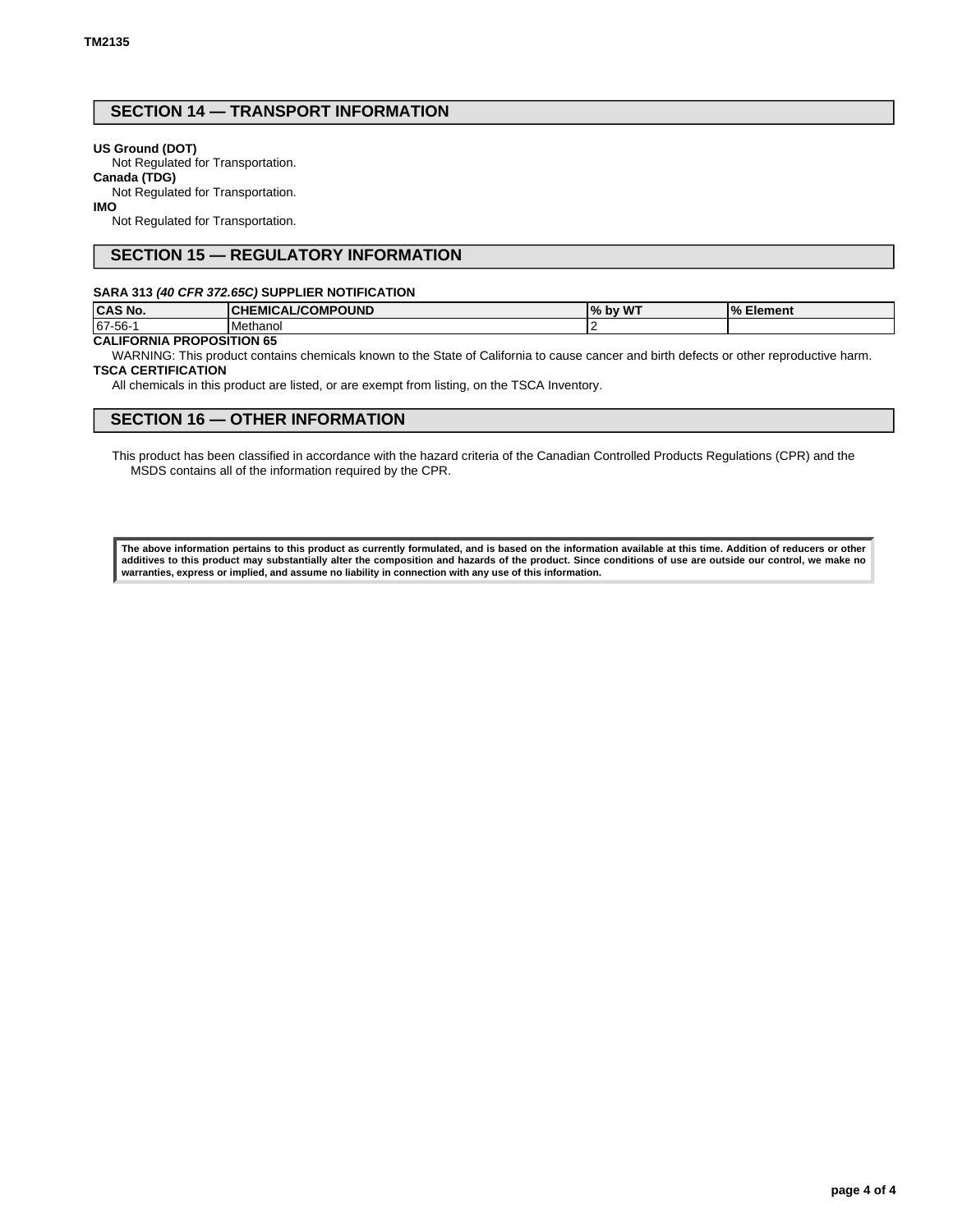## SECTION 14 — TRANSPORT INFORMATION

**US Ground (DOT)**

Not Regulated for Transportation.

**Canada (TDG)**

Not Regulated for Transportation.

**IMO**

Not Regulated for Transportation.

## SECTION 15 — REGULATORY INFORMATION

**SARA 313 *(40 CFR 372.65C)* SUPPLIER NOTIFICATION**

| CAS No. | CHEMICAL/COMPOUND | % by WT | % Element |
|---|---|---|---|
| 67-56-1 | Methanol | 2 | |

**CALIFORNIA PROPOSITION 65**

WARNING: This product contains chemicals known to the State of California to cause cancer and birth defects or other reproductive harm.

**TSCA CERTIFICATION**

All chemicals in this product are listed, or are exempt from listing, on the TSCA Inventory.

## SECTION 16 — OTHER INFORMATION

This product has been classified in accordance with the hazard criteria of the Canadian Controlled Products Regulations (CPR) and the MSDS contains all of the information required by the CPR.

**The above information pertains to this product as currently formulated, and is based on the information available at this time. Addition of reducers or other additives to this product may substantially alter the composition and hazards of the product. Since conditions of use are outside our control, we make no warranties, express or implied, and assume no liability in connection with any use of this information.**